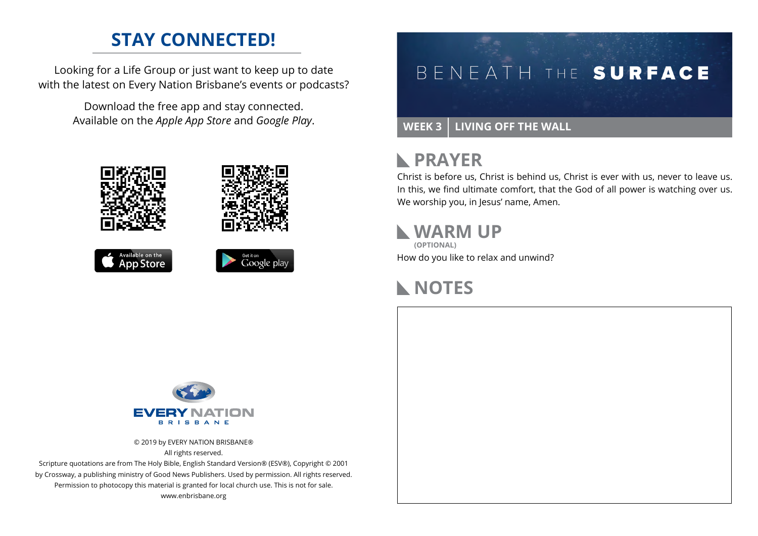# STAY CONNECTED!

Looking for a Life Group or just want to keep up to date with the latest on Every Nation Brisbane's events or podcasts?

Download the free app and stay connected. Available on the *Apple App Store* and *Google Play*.

Available on the App Store

Get it on Google play

EVERY NATION BRISBANE

© 2019 by EVERY NATION BRISBANE®
All rights reserved.
Scripture quotations are from The Holy Bible, English Standard Version® (ESV®), Copyright © 2001 by Crossway, a publishing ministry of Good News Publishers. Used by permission. All rights reserved.
Permission to photocopy this material is granted for local church use. This is not for sale.
www.enbrisbane.org

# BENEATH THE SURFACE

**WEEK 3 | LIVING OFF THE WALL**

## PRAYER

Christ is before us, Christ is behind us, Christ is ever with us, never to leave us. In this, we find ultimate comfort, that the God of all power is watching over us. We worship you, in Jesus' name, Amen.

## WARM UP

**(OPTIONAL)**

How do you like to relax and unwind?

## NOTES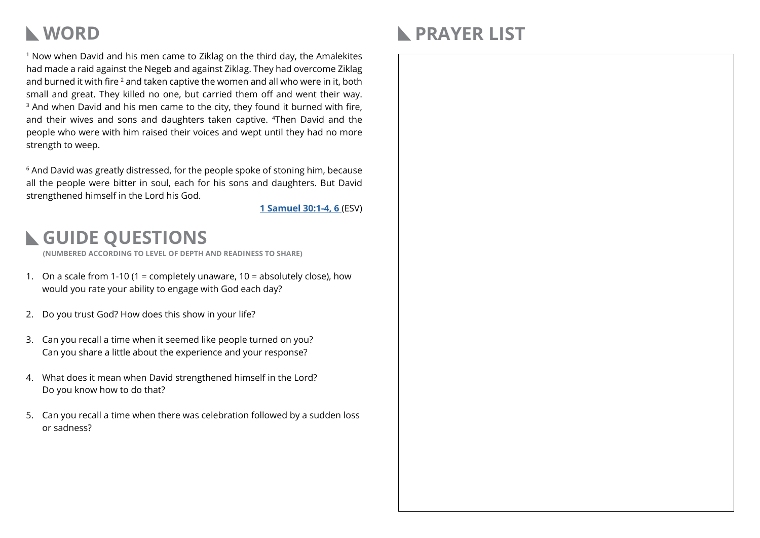## WORD

[1] Now when David and his men came to Ziklag on the third day, the Amalekites had made a raid against the Negeb and against Ziklag. They had overcome Ziklag and burned it with fire [2] and taken captive the women and all who were in it, both small and great. They killed no one, but carried them off and went their way. [3] And when David and his men came to the city, they found it burned with fire, and their wives and sons and daughters taken captive. [4]Then David and the people who were with him raised their voices and wept until they had no more strength to weep.

[6] And David was greatly distressed, for the people spoke of stoning him, because all the people were bitter in soul, each for his sons and daughters. But David strengthened himself in the Lord his God.

**1 Samuel 30:1-4, 6** (ESV)

## GUIDE QUESTIONS

**(NUMBERED ACCORDING TO LEVEL OF DEPTH AND READINESS TO SHARE)**

1. On a scale from 1-10 (1 = completely unaware, 10 = absolutely close), how would you rate your ability to engage with God each day?
2. Do you trust God? How does this show in your life?
3. Can you recall a time when it seemed like people turned on you? Can you share a little about the experience and your response?
4. What does it mean when David strengthened himself in the Lord? Do you know how to do that?
5. Can you recall a time when there was celebration followed by a sudden loss or sadness?

## PRAYER LIST